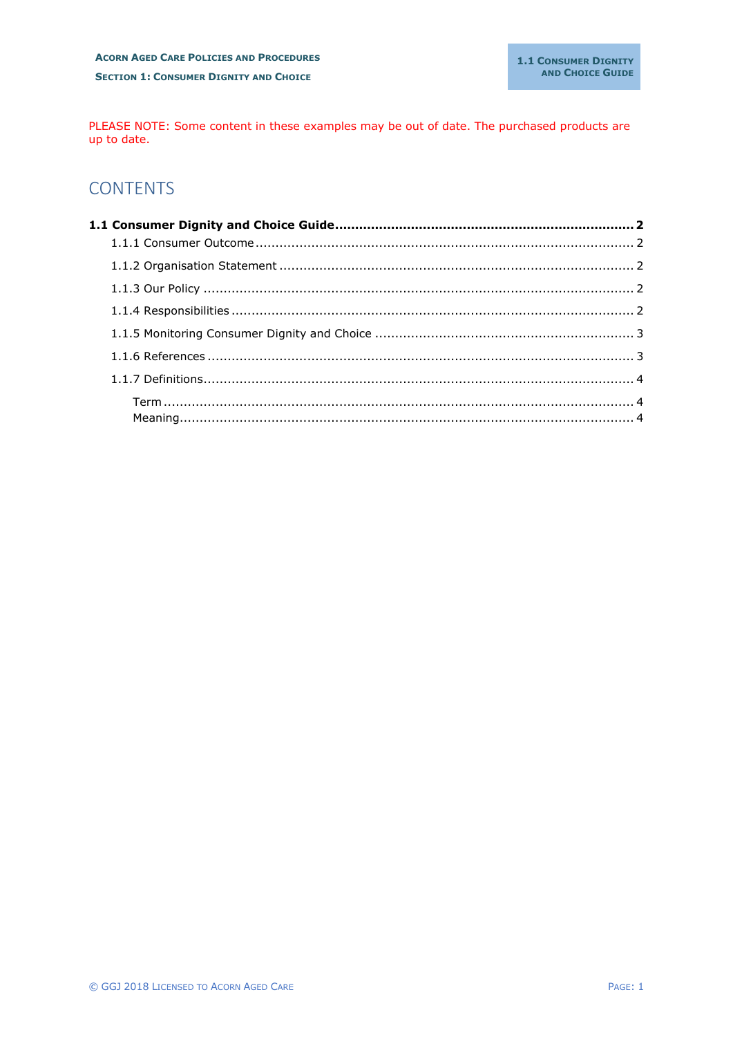PLEASE NOTE: Some content in these examples may be out of date. The purchased products are up to date.

## CONTENTS

**1.1 Consumer Dignity and Choice Guide .......... 2**

- 1.1.1 Consumer Outcome .......... 2
- 1.1.2 Organisation Statement .......... 2
- 1.1.3 Our Policy .......... 2
- 1.1.4 Responsibilities .......... 2
- 1.1.5 Monitoring Consumer Dignity and Choice .......... 3
- 1.1.6 References .......... 3
- 1.1.7 Definitions .......... 4
  - Term .......... 4
  - Meaning .......... 4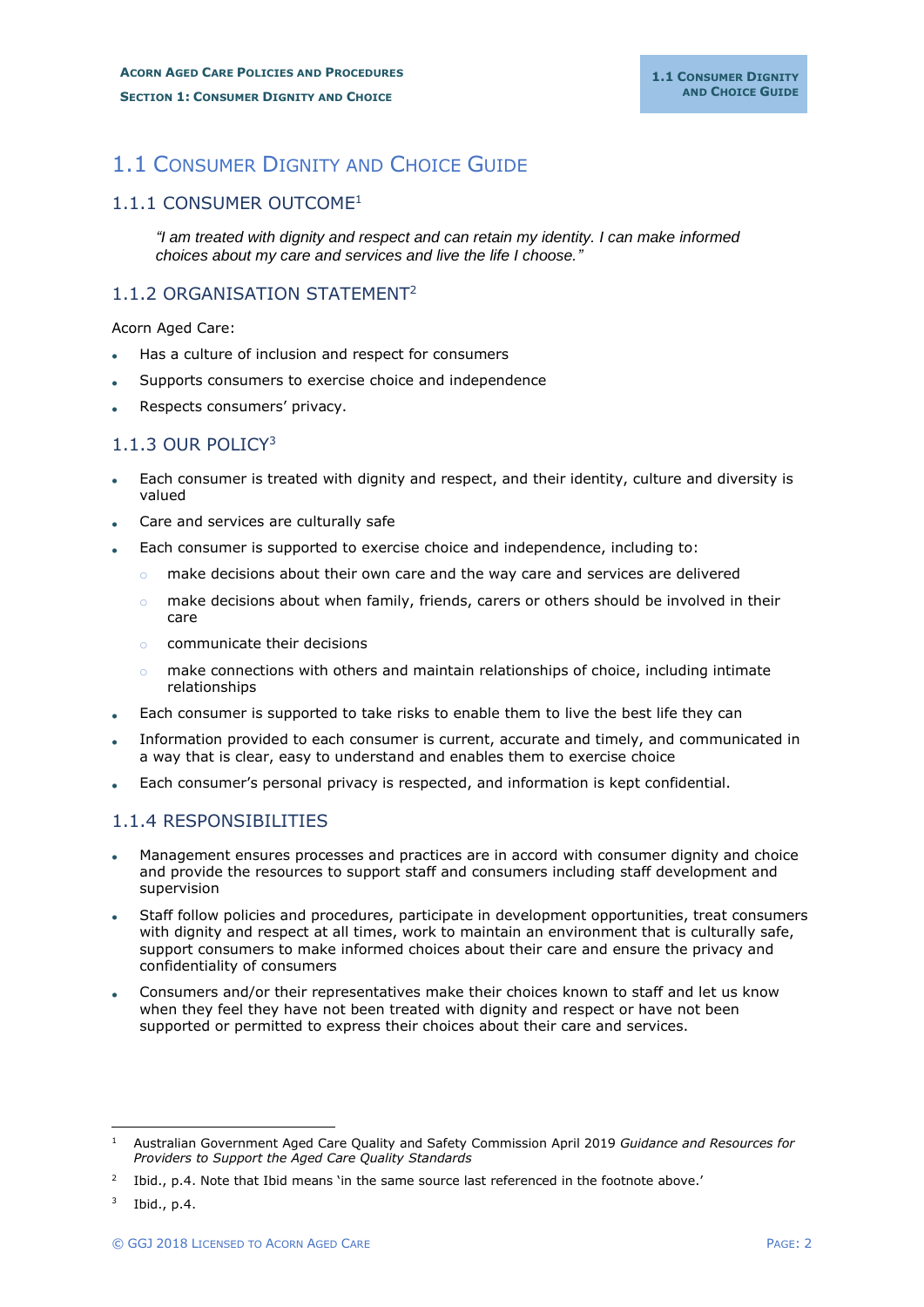# 1.1 Consumer Dignity and Choice Guide

## 1.1.1 CONSUMER OUTCOME[1]

*"I am treated with dignity and respect and can retain my identity. I can make informed choices about my care and services and live the life I choose."*

## 1.1.2 ORGANISATION STATEMENT[2]

Acorn Aged Care:

- Has a culture of inclusion and respect for consumers
- Supports consumers to exercise choice and independence
- Respects consumers' privacy.

## 1.1.3 OUR POLICY[3]

- Each consumer is treated with dignity and respect, and their identity, culture and diversity is valued
- Care and services are culturally safe
- Each consumer is supported to exercise choice and independence, including to:
    - make decisions about their own care and the way care and services are delivered
    - make decisions about when family, friends, carers or others should be involved in their care
    - communicate their decisions
    - make connections with others and maintain relationships of choice, including intimate relationships
- Each consumer is supported to take risks to enable them to live the best life they can
- Information provided to each consumer is current, accurate and timely, and communicated in a way that is clear, easy to understand and enables them to exercise choice
- Each consumer's personal privacy is respected, and information is kept confidential.

## 1.1.4 RESPONSIBILITIES

- Management ensures processes and practices are in accord with consumer dignity and choice and provide the resources to support staff and consumers including staff development and supervision
- Staff follow policies and procedures, participate in development opportunities, treat consumers with dignity and respect at all times, work to maintain an environment that is culturally safe, support consumers to make informed choices about their care and ensure the privacy and confidentiality of consumers
- Consumers and/or their representatives make their choices known to staff and let us know when they feel they have not been treated with dignity and respect or have not been supported or permitted to express their choices about their care and services.

---

[1] Australian Government Aged Care Quality and Safety Commission April 2019 *Guidance and Resources for Providers to Support the Aged Care Quality Standards*

[2] Ibid., p.4. Note that Ibid means 'in the same source last referenced in the footnote above.'

[3] Ibid., p.4.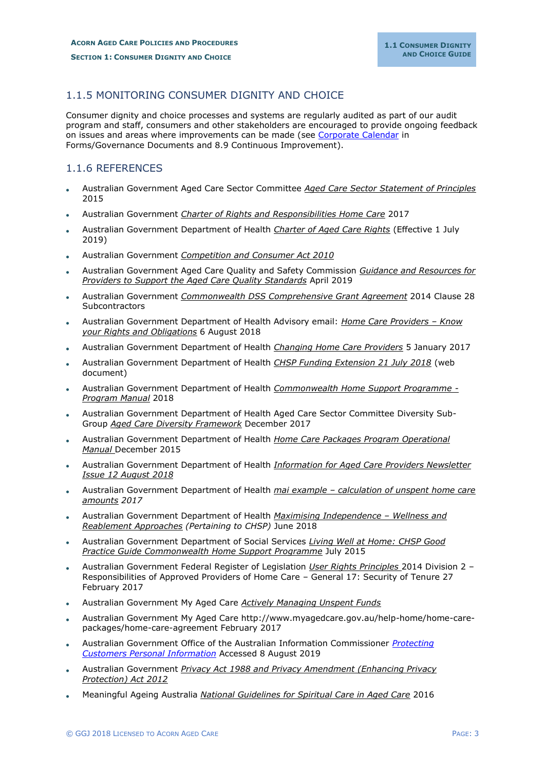## 1.1.5 MONITORING CONSUMER DIGNITY AND CHOICE

Consumer dignity and choice processes and systems are regularly audited as part of our audit program and staff, consumers and other stakeholders are encouraged to provide ongoing feedback on issues and areas where improvements can be made (see Corporate Calendar in Forms/Governance Documents and 8.9 Continuous Improvement).

## 1.1.6 REFERENCES

- Australian Government Aged Care Sector Committee *Aged Care Sector Statement of Principles* 2015
- Australian Government *Charter of Rights and Responsibilities Home Care* 2017
- Australian Government Department of Health *Charter of Aged Care Rights* (Effective 1 July 2019)
- Australian Government *Competition and Consumer Act 2010*
- Australian Government Aged Care Quality and Safety Commission *Guidance and Resources for Providers to Support the Aged Care Quality Standards* April 2019
- Australian Government *Commonwealth DSS Comprehensive Grant Agreement* 2014 Clause 28 Subcontractors
- Australian Government Department of Health Advisory email: *Home Care Providers – Know your Rights and Obligations* 6 August 2018
- Australian Government Department of Health *Changing Home Care Providers* 5 January 2017
- Australian Government Department of Health *CHSP Funding Extension 21 July 2018* (web document)
- Australian Government Department of Health *Commonwealth Home Support Programme - Program Manual* 2018
- Australian Government Department of Health Aged Care Sector Committee Diversity Sub-Group *Aged Care Diversity Framework* December 2017
- Australian Government Department of Health *Home Care Packages Program Operational Manual* December 2015
- Australian Government Department of Health *Information for Aged Care Providers Newsletter Issue 12 August 2018*
- Australian Government Department of Health *mai example – calculation of unspent home care amounts 2017*
- Australian Government Department of Health *Maximising Independence – Wellness and Reablement Approaches (Pertaining to CHSP)* June 2018
- Australian Government Department of Social Services *Living Well at Home: CHSP Good Practice Guide Commonwealth Home Support Programme* July 2015
- Australian Government Federal Register of Legislation *User Rights Principles* 2014 Division 2 – Responsibilities of Approved Providers of Home Care – General 17: Security of Tenure 27 February 2017
- Australian Government My Aged Care *Actively Managing Unspent Funds*
- Australian Government My Aged Care http://www.myagedcare.gov.au/help-home/home-care-packages/home-care-agreement February 2017
- Australian Government Office of the Australian Information Commissioner *Protecting Customers Personal Information* Accessed 8 August 2019
- Australian Government *Privacy Act 1988 and Privacy Amendment (Enhancing Privacy Protection) Act 2012*
- Meaningful Ageing Australia *National Guidelines for Spiritual Care in Aged Care* 2016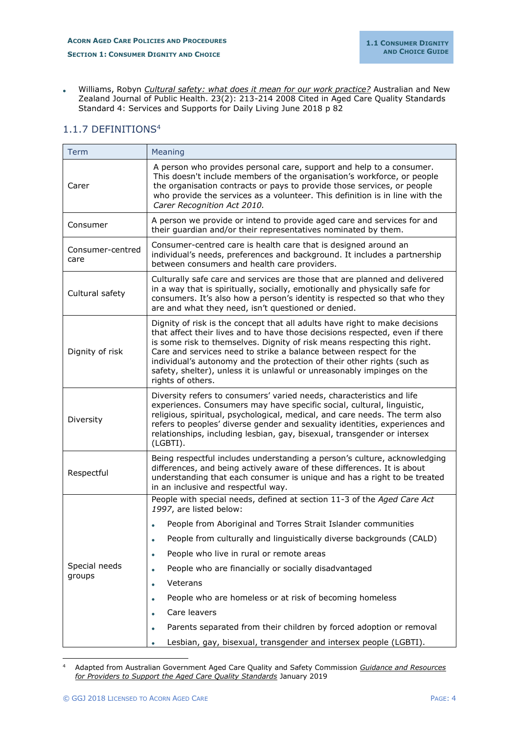- Williams, Robyn *Cultural safety: what does it mean for our work practice?* Australian and New Zealand Journal of Public Health. 23(2): 213-214 2008 Cited in Aged Care Quality Standards Standard 4: Services and Supports for Daily Living June 2018 p 82

## 1.1.7 DEFINITIONS[4]

| Term | Meaning |
|---|---|
| Carer | A person who provides personal care, support and help to a consumer. This doesn't include members of the organisation's workforce, or people the organisation contracts or pays to provide those services, or people who provide the services as a volunteer. This definition is in line with the *Carer Recognition Act 2010.* |
| Consumer | A person we provide or intend to provide aged care and services for and their guardian and/or their representatives nominated by them. |
| Consumer-centred care | Consumer-centred care is health care that is designed around an individual's needs, preferences and background. It includes a partnership between consumers and health care providers. |
| Cultural safety | Culturally safe care and services are those that are planned and delivered in a way that is spiritually, socially, emotionally and physically safe for consumers. It's also how a person's identity is respected so that who they are and what they need, isn't questioned or denied. |
| Dignity of risk | Dignity of risk is the concept that all adults have right to make decisions that affect their lives and to have those decisions respected, even if there is some risk to themselves. Dignity of risk means respecting this right. Care and services need to strike a balance between respect for the individual's autonomy and the protection of their other rights (such as safety, shelter), unless it is unlawful or unreasonably impinges on the rights of others. |
| Diversity | Diversity refers to consumers' varied needs, characteristics and life experiences. Consumers may have specific social, cultural, linguistic, religious, spiritual, psychological, medical, and care needs. The term also refers to peoples' diverse gender and sexuality identities, experiences and relationships, including lesbian, gay, bisexual, transgender or intersex (LGBTI). |
| Respectful | Being respectful includes understanding a person's culture, acknowledging differences, and being actively aware of these differences. It is about understanding that each consumer is unique and has a right to be treated in an inclusive and respectful way. |
| Special needs groups | People with special needs, defined at section 11-3 of the *Aged Care Act 1997*, are listed below:<br>• People from Aboriginal and Torres Strait Islander communities<br>• People from culturally and linguistically diverse backgrounds (CALD)<br>• People who live in rural or remote areas<br>• People who are financially or socially disadvantaged<br>• Veterans<br>• People who are homeless or at risk of becoming homeless<br>• Care leavers<br>• Parents separated from their children by forced adoption or removal<br>• Lesbian, gay, bisexual, transgender and intersex people (LGBTI). |

[4] Adapted from Australian Government Aged Care Quality and Safety Commission *Guidance and Resources for Providers to Support the Aged Care Quality Standards* January 2019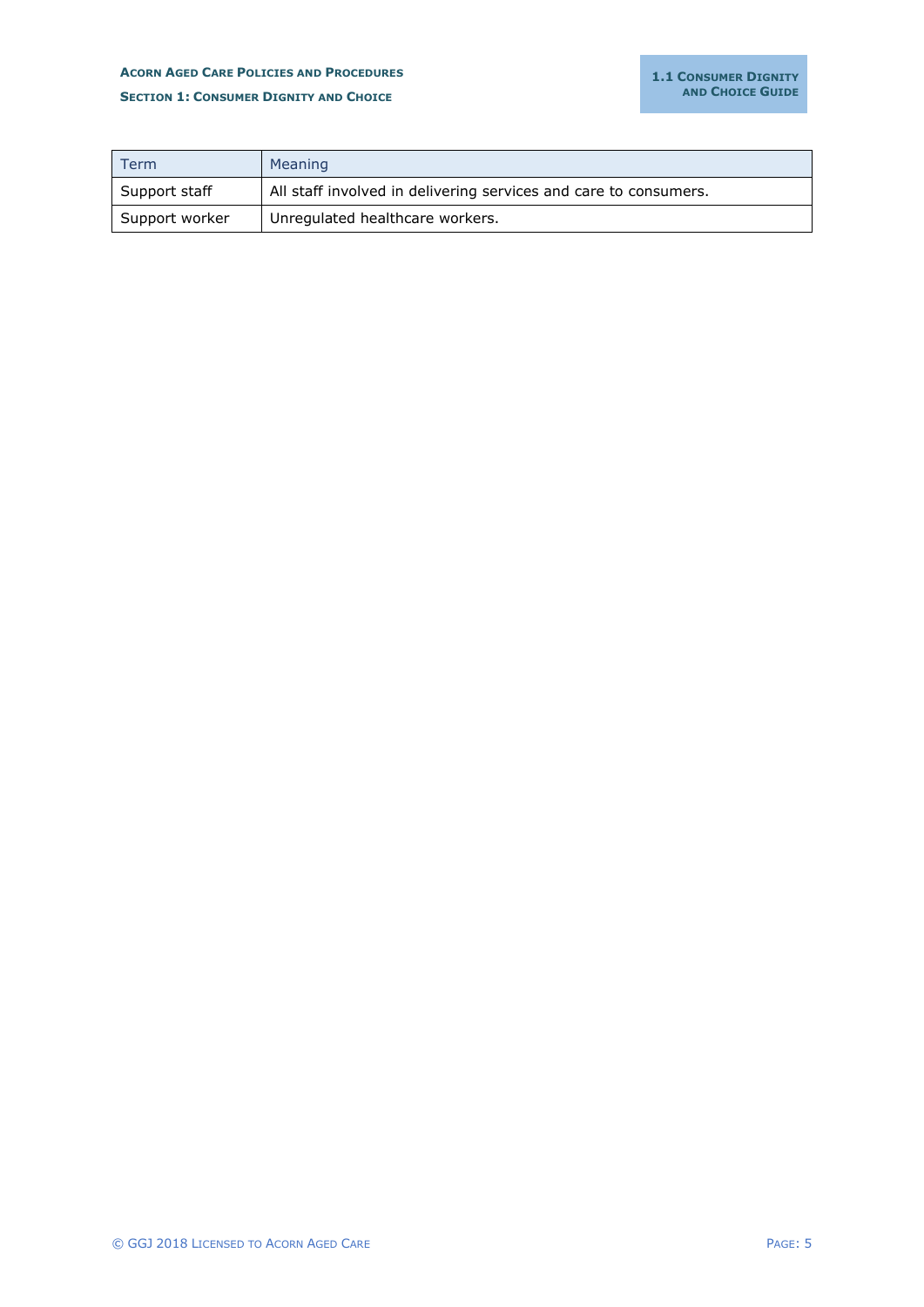| Term | Meaning |
|---|---|
| Support staff | All staff involved in delivering services and care to consumers. |
| Support worker | Unregulated healthcare workers. |